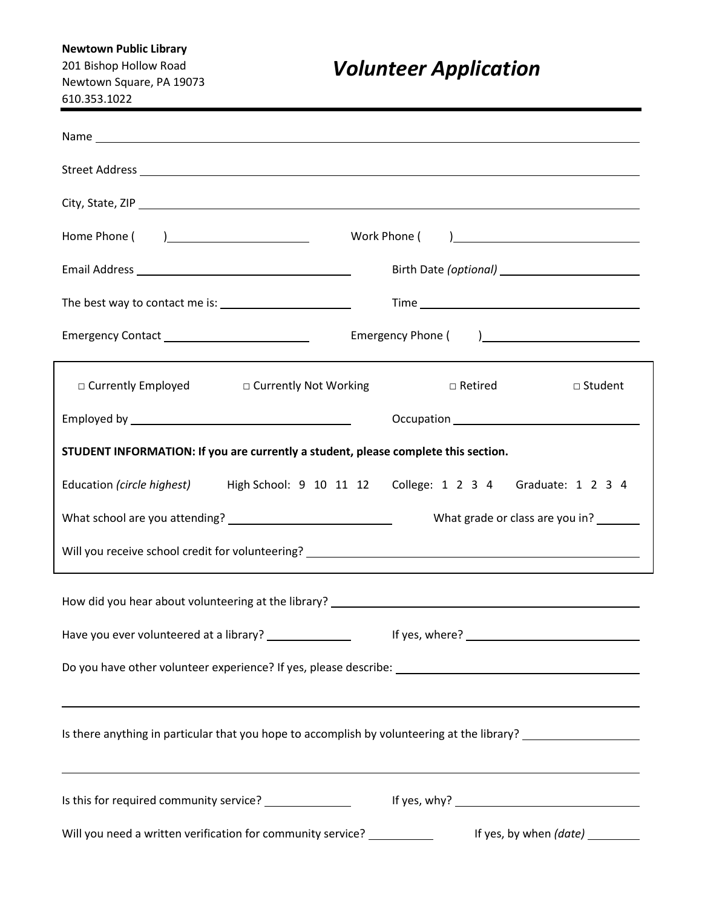**Newtown Public Library**
201 Bishop Hollow Road
Newtown Square, PA 19073
610.353.1022

# *Volunteer Application*

Name ______________________________________________

Street Address ______________________________________________

City, State, ZIP ______________________________________________

Home Phone (     ) ____________________   Work Phone (     ) ____________________

Email Address ____________________   Birth Date *(optional)* ____________________

The best way to contact me is: ____________________   Time ____________________

Emergency Contact ____________________   Emergency Phone (     ) ____________________

□ Currently Employed   □ Currently Not Working   □ Retired   □ Student

Employed by ____________________   Occupation ____________________

**STUDENT INFORMATION: If you are currently a student, please complete this section.**

Education *(circle highest)*   High School: 9 10 11 12   College: 1 2 3 4   Graduate: 1 2 3 4

What school are you attending? ____________________   What grade or class are you in? ________

Will you receive school credit for volunteering? ______________________________

How did you hear about volunteering at the library? ______________________________

Have you ever volunteered at a library? ____________   If yes, where? ____________________

Do you have other volunteer experience? If yes, please describe: ______________________________

______________________________________________

Is there anything in particular that you hope to accomplish by volunteering at the library? ____________

______________________________________________

Is this for required community service? ____________   If yes, why? ____________________

Will you need a written verification for community service? __________   If yes, by when *(date)* ________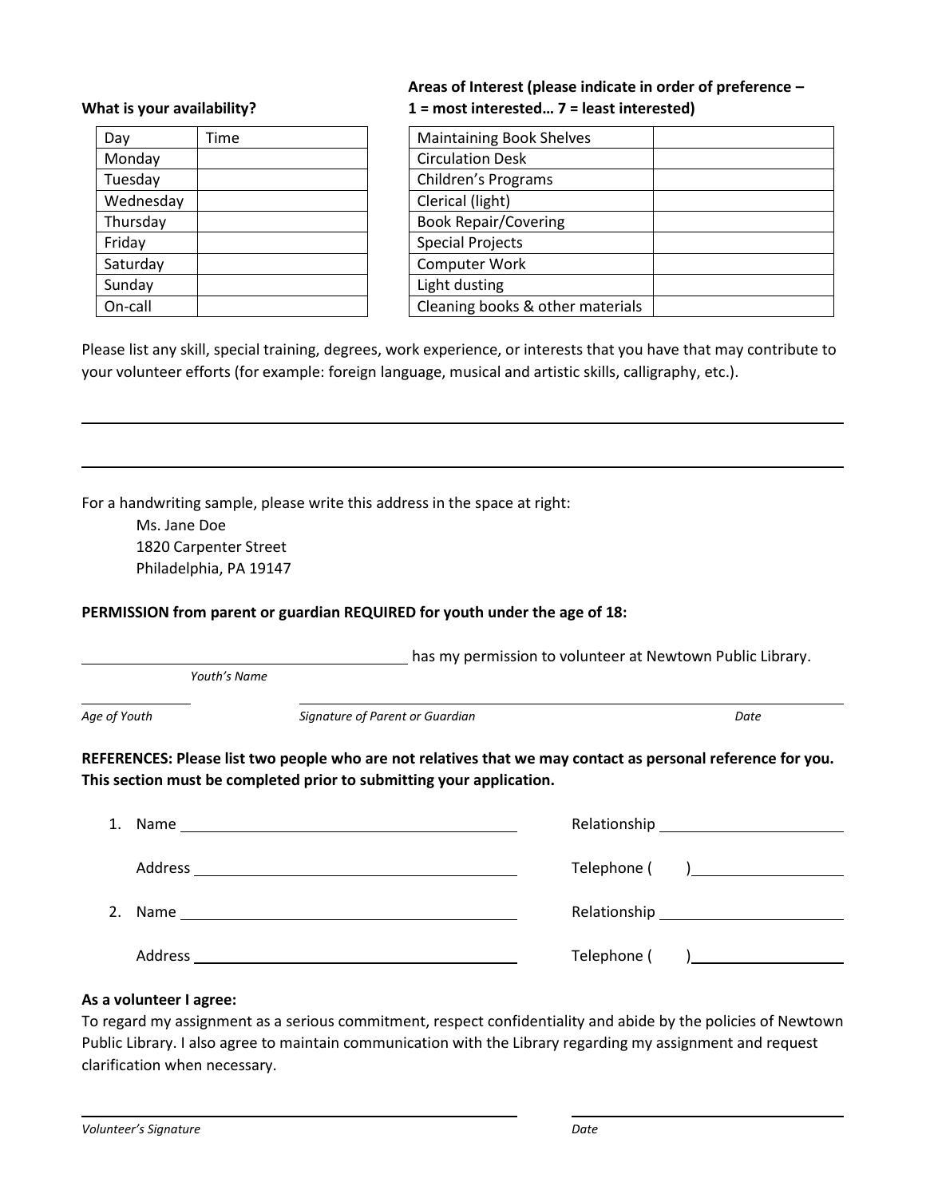**What is your availability?**

| Day | Time |
|---|---|
| Monday | |
| Tuesday | |
| Wednesday | |
| Thursday | |
| Friday | |
| Saturday | |
| Sunday | |
| On-call | |

**Areas of Interest (please indicate in order of preference – 1 = most interested… 7 = least interested)**

| | |
|---|---|
| Maintaining Book Shelves | |
| Circulation Desk | |
| Children's Programs | |
| Clerical (light) | |
| Book Repair/Covering | |
| Special Projects | |
| Computer Work | |
| Light dusting | |
| Cleaning books & other materials | |

Please list any skill, special training, degrees, work experience, or interests that you have that may contribute to your volunteer efforts (for example: foreign language, musical and artistic skills, calligraphy, etc.).

______________________________________________________________________

______________________________________________________________________

For a handwriting sample, please write this address in the space at right:

Ms. Jane Doe
1820 Carpenter Street
Philadelphia, PA 19147

**PERMISSION from parent or guardian REQUIRED for youth under the age of 18:**

______________________________ has my permission to volunteer at Newtown Public Library.
*Youth's Name*

__________ ______________________________________________ __________
*Age of Youth* *Signature of Parent or Guardian* *Date*

**REFERENCES: Please list two people who are not relatives that we may contact as personal reference for you. This section must be completed prior to submitting your application.**

1. Name ______________________________ Relationship ____________________

   Address ______________________________ Telephone ( ) ____________________

2. Name ______________________________ Relationship ____________________

   Address ______________________________ Telephone ( ) ____________________

**As a volunteer I agree:**
To regard my assignment as a serious commitment, respect confidentiality and abide by the policies of Newtown Public Library. I also agree to maintain communication with the Library regarding my assignment and request clarification when necessary.

______________________________ ______________________________
*Volunteer's Signature* *Date*